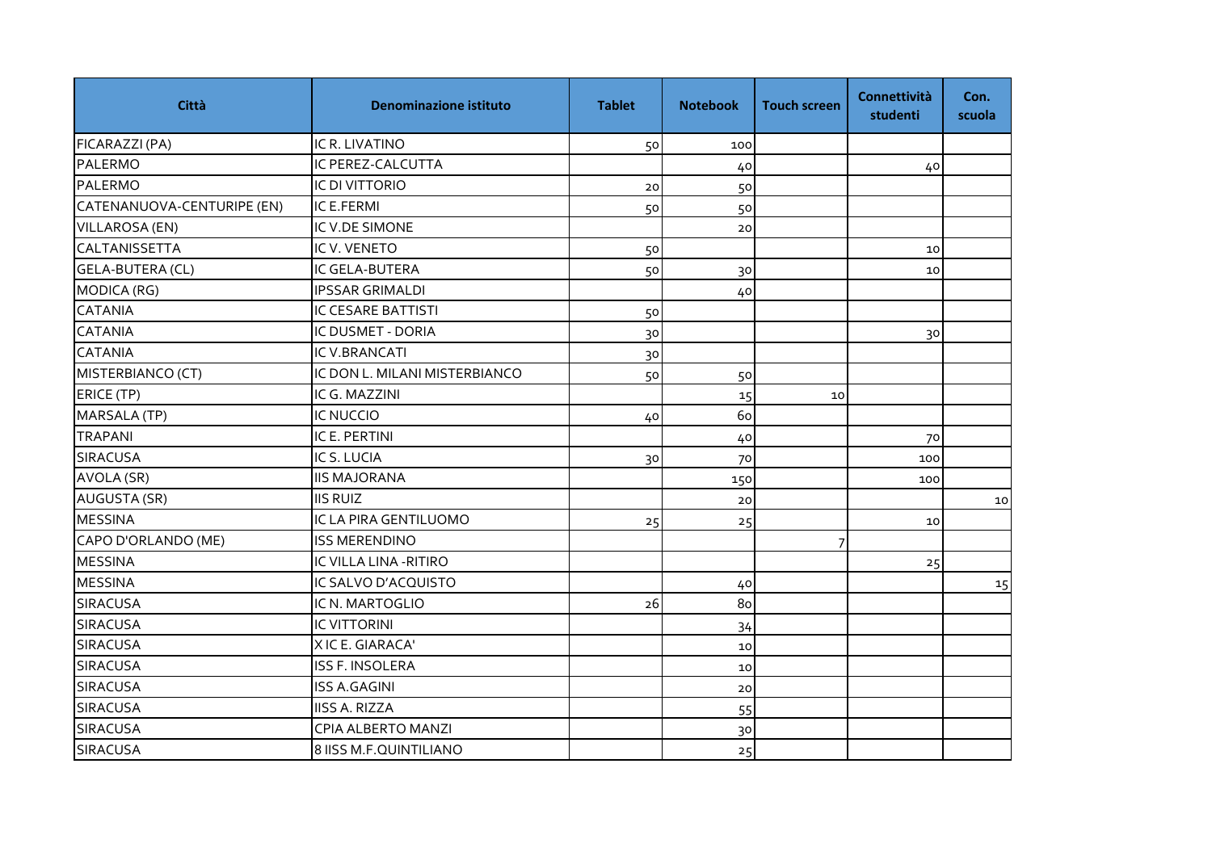| Città | Denominazione istituto | Tablet | Notebook | Touch screen | Connettività studenti | Con. scuola |
|---|---|---|---|---|---|---|
| FICARAZZI (PA) | IC R. LIVATINO | 50 | 100 | | | |
| PALERMO | IC PEREZ-CALCUTTA | | 40 | | 40 | |
| PALERMO | IC DI VITTORIO | 20 | 50 | | | |
| CATENANUOVA-CENTURIPE (EN) | IC E.FERMI | 50 | 50 | | | |
| VILLAROSA (EN) | IC V.DE SIMONE | | 20 | | | |
| CALTANISSETTA | IC V. VENETO | 50 | | | 10 | |
| GELA-BUTERA (CL) | IC GELA-BUTERA | 50 | 30 | | 10 | |
| MODICA (RG) | IPSSAR GRIMALDI | | 40 | | | |
| CATANIA | IC CESARE BATTISTI | 50 | | | | |
| CATANIA | IC DUSMET - DORIA | 30 | | | 30 | |
| CATANIA | IC V.BRANCATI | 30 | | | | |
| MISTERBIANCO (CT) | IC DON L. MILANI MISTERBIANCO | 50 | 50 | | | |
| ERICE (TP) | IC G. MAZZINI | | 15 | 10 | | |
| MARSALA (TP) | IC NUCCIO | 40 | 60 | | | |
| TRAPANI | IC E. PERTINI | | 40 | | 70 | |
| SIRACUSA | IC S. LUCIA | 30 | 70 | | 100 | |
| AVOLA (SR) | IIS MAJORANA | | 150 | | 100 | |
| AUGUSTA (SR) | IIS RUIZ | | 20 | | | 10 |
| MESSINA | IC LA PIRA GENTILUOMO | 25 | 25 | | 10 | |
| CAPO D'ORLANDO (ME) | ISS MERENDINO | | | 7 | | |
| MESSINA | IC VILLA LINA -RITIRO | | | | 25 | |
| MESSINA | IC SALVO D'ACQUISTO | | 40 | | | 15 |
| SIRACUSA | IC N. MARTOGLIO | 26 | 80 | | | |
| SIRACUSA | IC VITTORINI | | 34 | | | |
| SIRACUSA | X IC E. GIARACA' | | 10 | | | |
| SIRACUSA | ISS F. INSOLERA | | 10 | | | |
| SIRACUSA | ISS A.GAGINI | | 20 | | | |
| SIRACUSA | IISS A. RIZZA | | 55 | | | |
| SIRACUSA | CPIA ALBERTO MANZI | | 30 | | | |
| SIRACUSA | 8 IISS M.F.QUINTILIANO | | 25 | | | |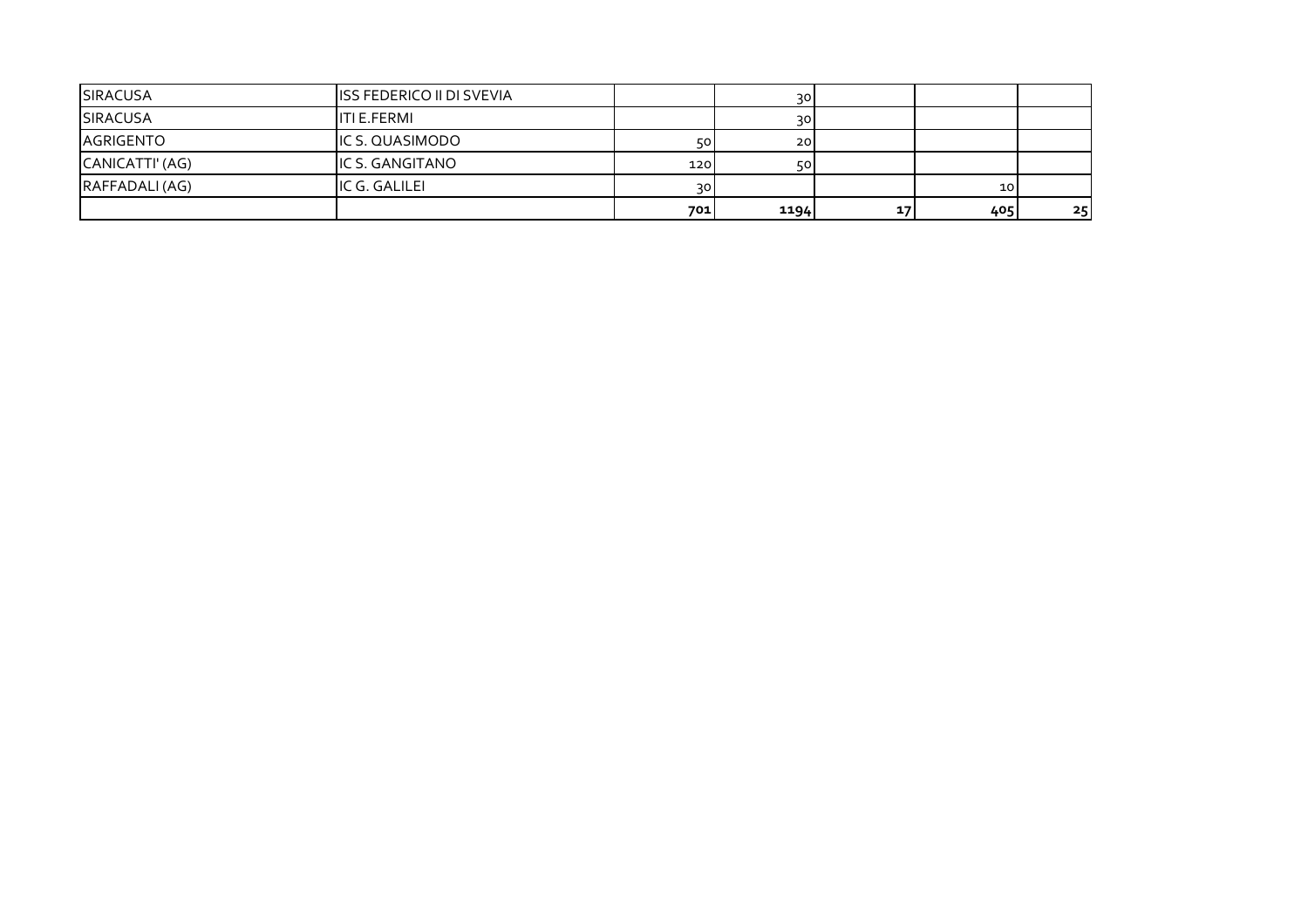| | | | | | | |
|---|---|---|---|---|---|---|
| SIRACUSA | ISS FEDERICO II DI SVEVIA | | 30 | | | |
| SIRACUSA | ITI E.FERMI | | 30 | | | |
| AGRIGENTO | IC S. QUASIMODO | 50 | 20 | | | |
| CANICATTI' (AG) | IC S. GANGITANO | 120 | 50 | | | |
| RAFFADALI (AG) | IC G. GALILEI | 30 | | | 10 | |
| | | **701** | **1194** | **17** | **405** | **25** |